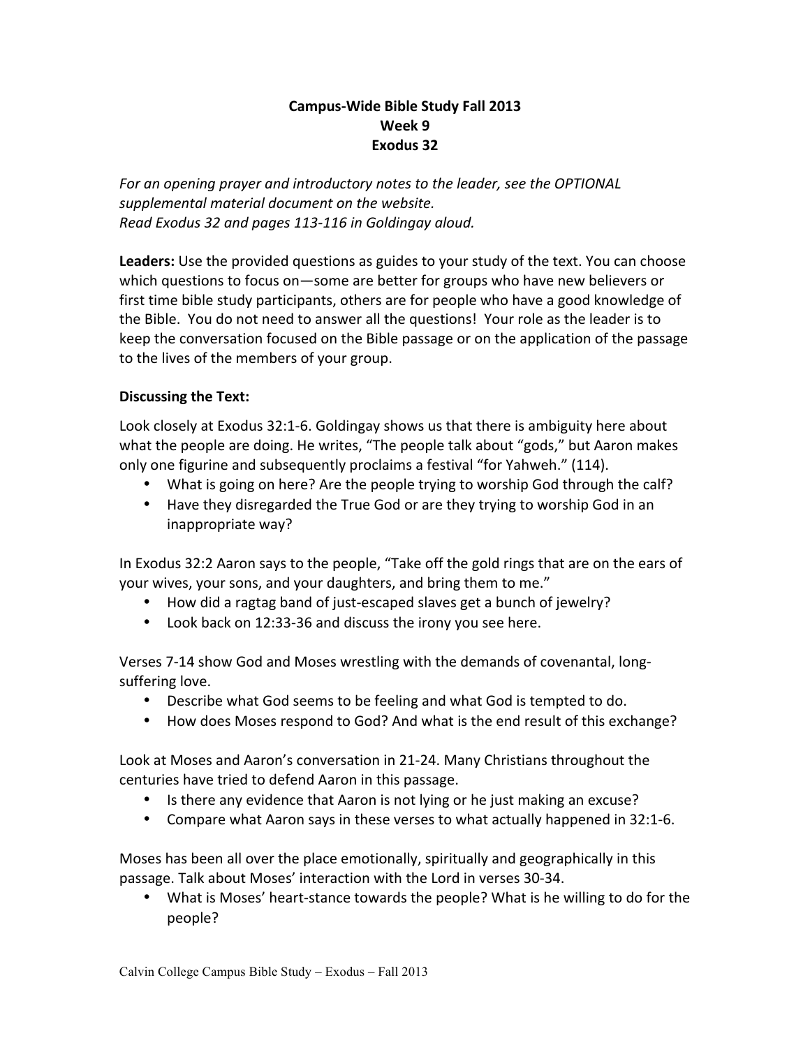# Campus-Wide Bible Study Fall 2013
## Week 9
## Exodus 32

*For an opening prayer and introductory notes to the leader, see the OPTIONAL supplemental material document on the website.*
*Read Exodus 32 and pages 113-116 in Goldingay aloud.*

**Leaders:** Use the provided questions as guides to your study of the text. You can choose which questions to focus on—some are better for groups who have new believers or first time bible study participants, others are for people who have a good knowledge of the Bible. You do not need to answer all the questions! Your role as the leader is to keep the conversation focused on the Bible passage or on the application of the passage to the lives of the members of your group.

**Discussing the Text:**

Look closely at Exodus 32:1-6. Goldingay shows us that there is ambiguity here about what the people are doing. He writes, "The people talk about "gods," but Aaron makes only one figurine and subsequently proclaims a festival "for Yahweh." (114).

- What is going on here? Are the people trying to worship God through the calf?
- Have they disregarded the True God or are they trying to worship God in an inappropriate way?

In Exodus 32:2 Aaron says to the people, "Take off the gold rings that are on the ears of your wives, your sons, and your daughters, and bring them to me."

- How did a ragtag band of just-escaped slaves get a bunch of jewelry?
- Look back on 12:33-36 and discuss the irony you see here.

Verses 7-14 show God and Moses wrestling with the demands of covenantal, long-suffering love.

- Describe what God seems to be feeling and what God is tempted to do.
- How does Moses respond to God? And what is the end result of this exchange?

Look at Moses and Aaron's conversation in 21-24. Many Christians throughout the centuries have tried to defend Aaron in this passage.

- Is there any evidence that Aaron is not lying or he just making an excuse?
- Compare what Aaron says in these verses to what actually happened in 32:1-6.

Moses has been all over the place emotionally, spiritually and geographically in this passage. Talk about Moses' interaction with the Lord in verses 30-34.

- What is Moses' heart-stance towards the people? What is he willing to do for the people?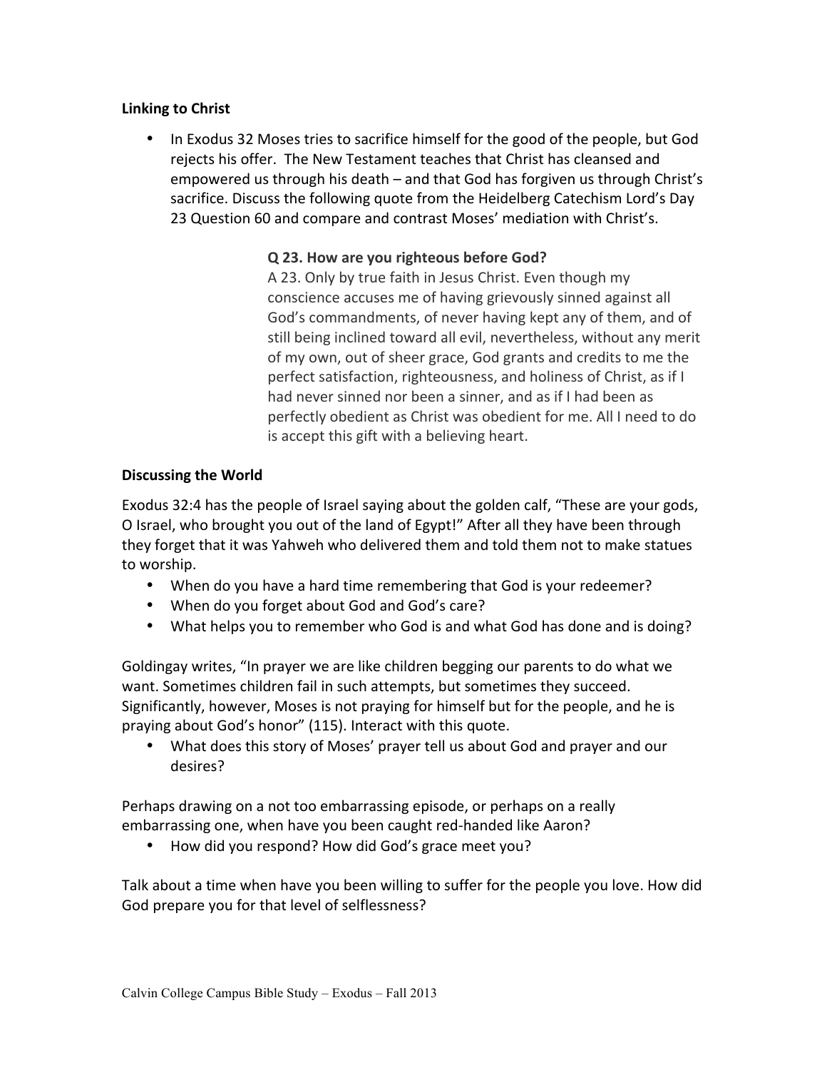**Linking to Christ**

- In Exodus 32 Moses tries to sacrifice himself for the good of the people, but God rejects his offer. The New Testament teaches that Christ has cleansed and empowered us through his death – and that God has forgiven us through Christ's sacrifice. Discuss the following quote from the Heidelberg Catechism Lord's Day 23 Question 60 and compare and contrast Moses' mediation with Christ's.

> **Q 23. How are you righteous before God?**
> A 23. Only by true faith in Jesus Christ. Even though my conscience accuses me of having grievously sinned against all God's commandments, of never having kept any of them, and of still being inclined toward all evil, nevertheless, without any merit of my own, out of sheer grace, God grants and credits to me the perfect satisfaction, righteousness, and holiness of Christ, as if I had never sinned nor been a sinner, and as if I had been as perfectly obedient as Christ was obedient for me. All I need to do is accept this gift with a believing heart.

**Discussing the World**

Exodus 32:4 has the people of Israel saying about the golden calf, "These are your gods, O Israel, who brought you out of the land of Egypt!" After all they have been through they forget that it was Yahweh who delivered them and told them not to make statues to worship.

- When do you have a hard time remembering that God is your redeemer?
- When do you forget about God and God's care?
- What helps you to remember who God is and what God has done and is doing?

Goldingay writes, "In prayer we are like children begging our parents to do what we want. Sometimes children fail in such attempts, but sometimes they succeed. Significantly, however, Moses is not praying for himself but for the people, and he is praying about God's honor" (115). Interact with this quote.

- What does this story of Moses' prayer tell us about God and prayer and our desires?

Perhaps drawing on a not too embarrassing episode, or perhaps on a really embarrassing one, when have you been caught red-handed like Aaron?

- How did you respond? How did God's grace meet you?

Talk about a time when have you been willing to suffer for the people you love. How did God prepare you for that level of selflessness?